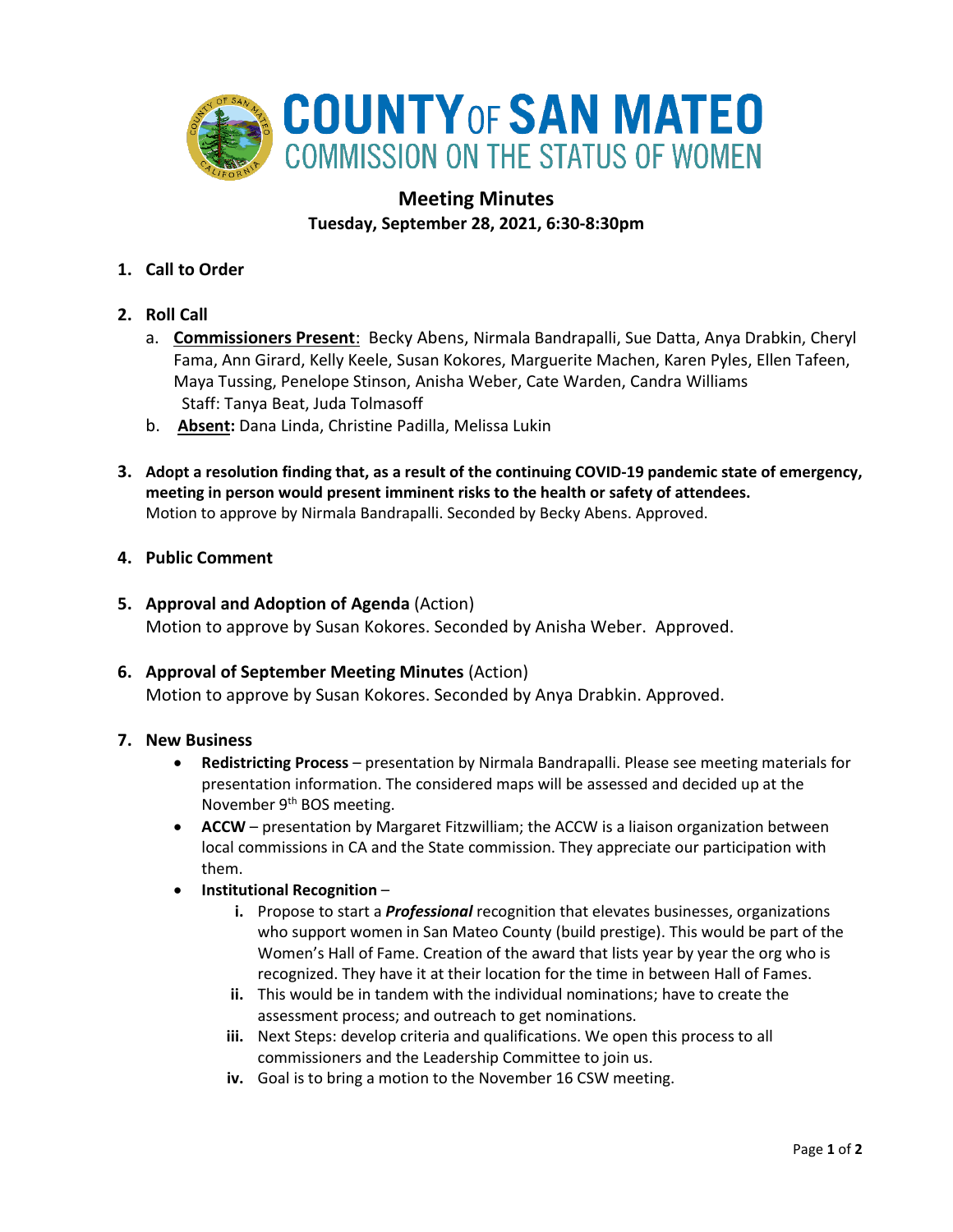# COUNTY OF SAN MATEO
## COMMISSION ON THE STATUS OF WOMEN

## Meeting Minutes
**Tuesday, September 28, 2021, 6:30-8:30pm**

1. **Call to Order**

2. **Roll Call**
   a. **Commissioners Present**: Becky Abens, Nirmala Bandrapalli, Sue Datta, Anya Drabkin, Cheryl Fama, Ann Girard, Kelly Keele, Susan Kokores, Marguerite Machen, Karen Pyles, Ellen Tafeen, Maya Tussing, Penelope Stinson, Anisha Weber, Cate Warden, Candra Williams
   Staff: Tanya Beat, Juda Tolmasoff
   b. **Absent:** Dana Linda, Christine Padilla, Melissa Lukin

3. **Adopt a resolution finding that, as a result of the continuing COVID-19 pandemic state of emergency, meeting in person would present imminent risks to the health or safety of attendees.**
   Motion to approve by Nirmala Bandrapalli. Seconded by Becky Abens. Approved.

4. **Public Comment**

5. **Approval and Adoption of Agenda** (Action)
   Motion to approve by Susan Kokores. Seconded by Anisha Weber. Approved.

6. **Approval of September Meeting Minutes** (Action)
   Motion to approve by Susan Kokores. Seconded by Anya Drabkin. Approved.

7. **New Business**
   - **Redistricting Process** – presentation by Nirmala Bandrapalli. Please see meeting materials for presentation information. The considered maps will be assessed and decided up at the November 9th BOS meeting.
   - **ACCW** – presentation by Margaret Fitzwilliam; the ACCW is a liaison organization between local commissions in CA and the State commission. They appreciate our participation with them.
   - **Institutional Recognition** –
     - **i.** Propose to start a ***Professional*** recognition that elevates businesses, organizations who support women in San Mateo County (build prestige). This would be part of the Women's Hall of Fame. Creation of the award that lists year by year the org who is recognized. They have it at their location for the time in between Hall of Fames.
     - **ii.** This would be in tandem with the individual nominations; have to create the assessment process; and outreach to get nominations.
     - **iii.** Next Steps: develop criteria and qualifications. We open this process to all commissioners and the Leadership Committee to join us.
     - **iv.** Goal is to bring a motion to the November 16 CSW meeting.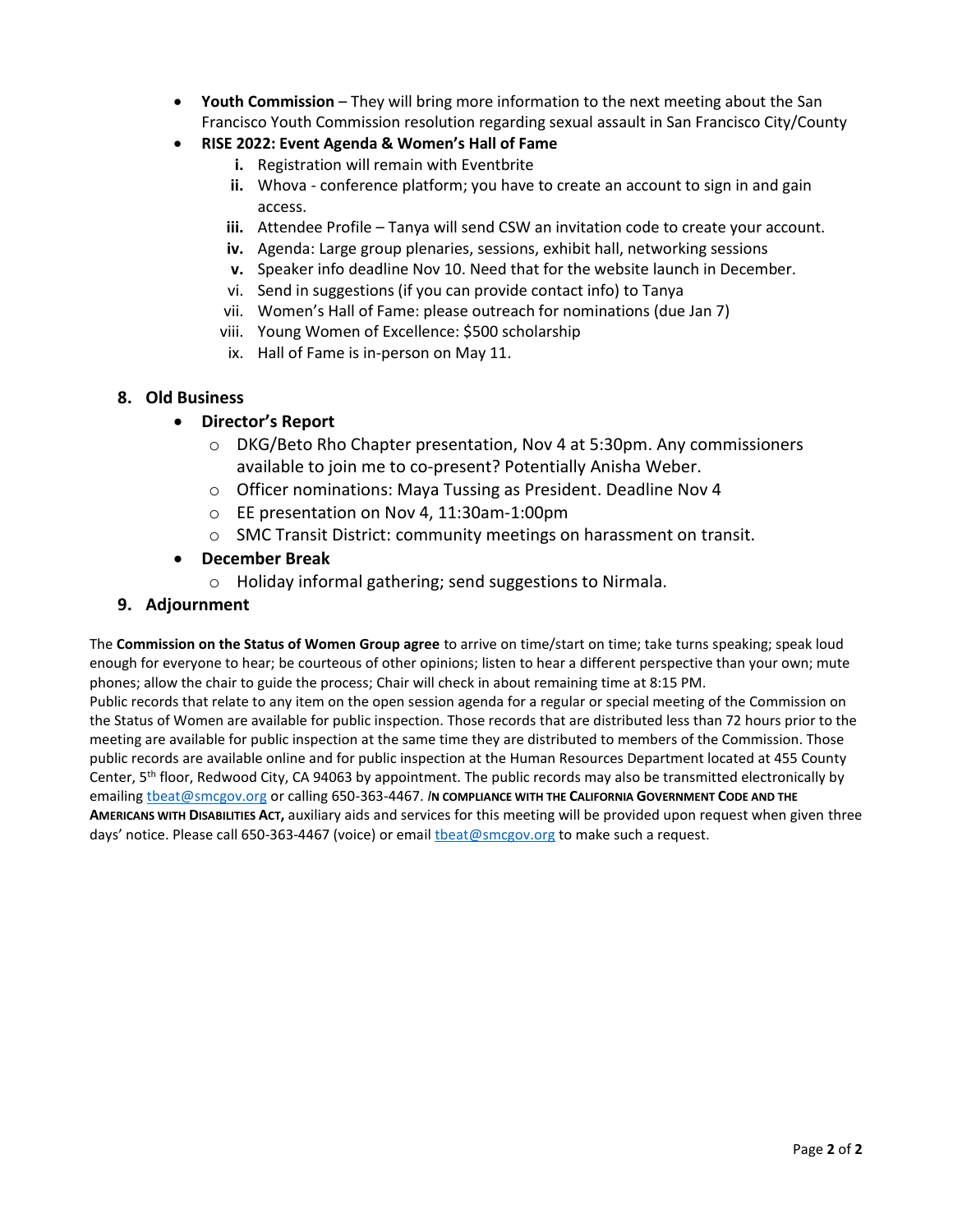- **Youth Commission** – They will bring more information to the next meeting about the San Francisco Youth Commission resolution regarding sexual assault in San Francisco City/County
- **RISE 2022: Event Agenda & Women's Hall of Fame**
  - **i.** Registration will remain with Eventbrite
  - **ii.** Whova - conference platform; you have to create an account to sign in and gain access.
  - **iii.** Attendee Profile – Tanya will send CSW an invitation code to create your account.
  - **iv.** Agenda: Large group plenaries, sessions, exhibit hall, networking sessions
  - **v.** Speaker info deadline Nov 10. Need that for the website launch in December.
  - vi. Send in suggestions (if you can provide contact info) to Tanya
  - vii. Women's Hall of Fame: please outreach for nominations (due Jan 7)
  - viii. Young Women of Excellence: $500 scholarship
  - ix. Hall of Fame is in-person on May 11.

## 8. Old Business

- **Director's Report**
  - DKG/Beto Rho Chapter presentation, Nov 4 at 5:30pm. Any commissioners available to join me to co-present? Potentially Anisha Weber.
  - Officer nominations: Maya Tussing as President. Deadline Nov 4
  - EE presentation on Nov 4, 11:30am-1:00pm
  - SMC Transit District: community meetings on harassment on transit.
- **December Break**
  - Holiday informal gathering; send suggestions to Nirmala.

## 9. Adjournment

The **Commission on the Status of Women Group agree** to arrive on time/start on time; take turns speaking; speak loud enough for everyone to hear; be courteous of other opinions; listen to hear a different perspective than your own; mute phones; allow the chair to guide the process; Chair will check in about remaining time at 8:15 PM.
Public records that relate to any item on the open session agenda for a regular or special meeting of the Commission on the Status of Women are available for public inspection. Those records that are distributed less than 72 hours prior to the meeting are available for public inspection at the same time they are distributed to members of the Commission. Those public records are available online and for public inspection at the Human Resources Department located at 455 County Center, 5th floor, Redwood City, CA 94063 by appointment. The public records may also be transmitted electronically by emailing tbeat@smcgov.org or calling 650-363-4467. *I*N COMPLIANCE WITH THE CALIFORNIA GOVERNMENT CODE AND THE **AMERICANS WITH DISABILITIES ACT,** auxiliary aids and services for this meeting will be provided upon request when given three days' notice. Please call 650-363-4467 (voice) or email tbeat@smcgov.org to make such a request.